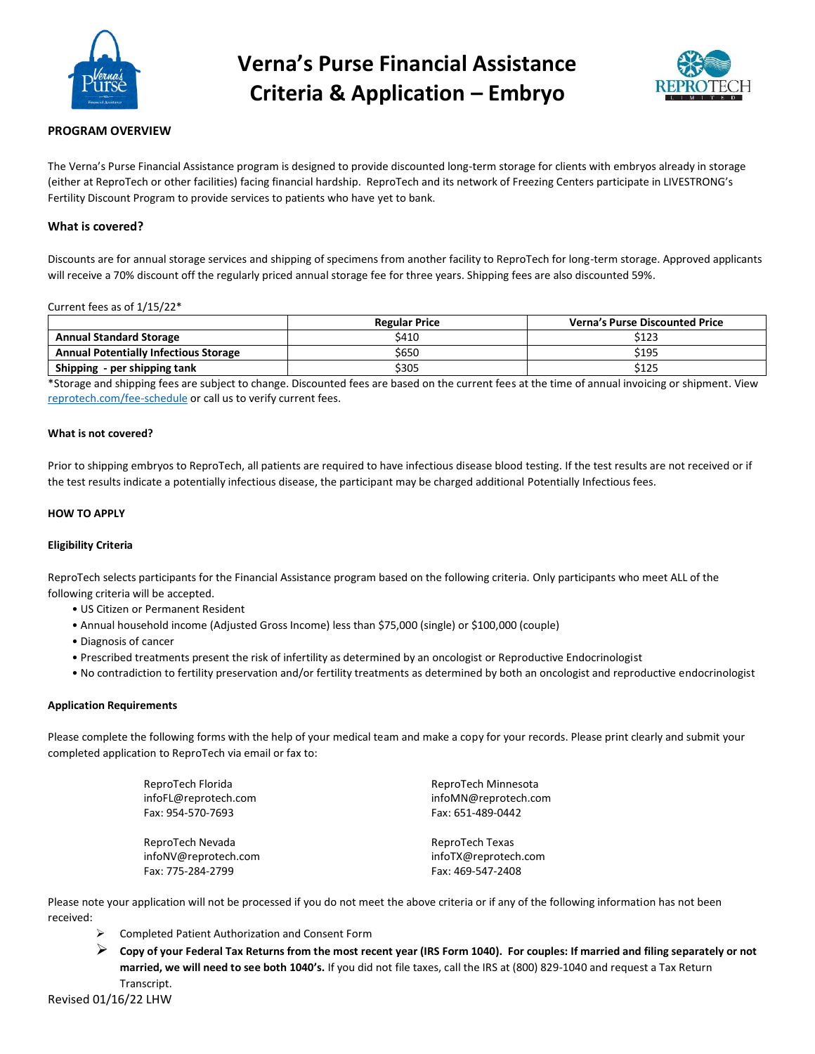# Verna's Purse Financial Assistance Criteria & Application – Embryo

**PROGRAM OVERVIEW**

The Verna's Purse Financial Assistance program is designed to provide discounted long-term storage for clients with embryos already in storage (either at ReproTech or other facilities) facing financial hardship. ReproTech and its network of Freezing Centers participate in LIVESTRONG's Fertility Discount Program to provide services to patients who have yet to bank.

### What is covered?

Discounts are for annual storage services and shipping of specimens from another facility to ReproTech for long-term storage. Approved applicants will receive a 70% discount off the regularly priced annual storage fee for three years. Shipping fees are also discounted 59%.

Current fees as of 1/15/22*

| | Regular Price | Verna's Purse Discounted Price |
|---|---|---|
| **Annual Standard Storage** | $410 | $123 |
| **Annual Potentially Infectious Storage** | $650 | $195 |
| **Shipping - per shipping tank** | $305 | $125 |

*Storage and shipping fees are subject to change. Discounted fees are based on the current fees at the time of annual invoicing or shipment. View reprotech.com/fee-schedule or call us to verify current fees.

**What is not covered?**

Prior to shipping embryos to ReproTech, all patients are required to have infectious disease blood testing. If the test results are not received or if the test results indicate a potentially infectious disease, the participant may be charged additional Potentially Infectious fees.

**HOW TO APPLY**

**Eligibility Criteria**

ReproTech selects participants for the Financial Assistance program based on the following criteria. Only participants who meet ALL of the following criteria will be accepted.

- US Citizen or Permanent Resident
- Annual household income (Adjusted Gross Income) less than $75,000 (single) or $100,000 (couple)
- Diagnosis of cancer
- Prescribed treatments present the risk of infertility as determined by an oncologist or Reproductive Endocrinologist
- No contradiction to fertility preservation and/or fertility treatments as determined by both an oncologist and reproductive endocrinologist

**Application Requirements**

Please complete the following forms with the help of your medical team and make a copy for your records. Please print clearly and submit your completed application to ReproTech via email or fax to:

ReproTech Florida
infoFL@reprotech.com
Fax: 954-570-7693

ReproTech Minnesota
infoMN@reprotech.com
Fax: 651-489-0442

ReproTech Nevada
infoNV@reprotech.com
Fax: 775-284-2799

ReproTech Texas
infoTX@reprotech.com
Fax: 469-547-2408

Please note your application will not be processed if you do not meet the above criteria or if any of the following information has not been received:

- Completed Patient Authorization and Consent Form
- **Copy of your Federal Tax Returns from the most recent year (IRS Form 1040). For couples: If married and filing separately or not married, we will need to see both 1040's.** If you did not file taxes, call the IRS at (800) 829-1040 and request a Tax Return Transcript.

Revised 01/16/22 LHW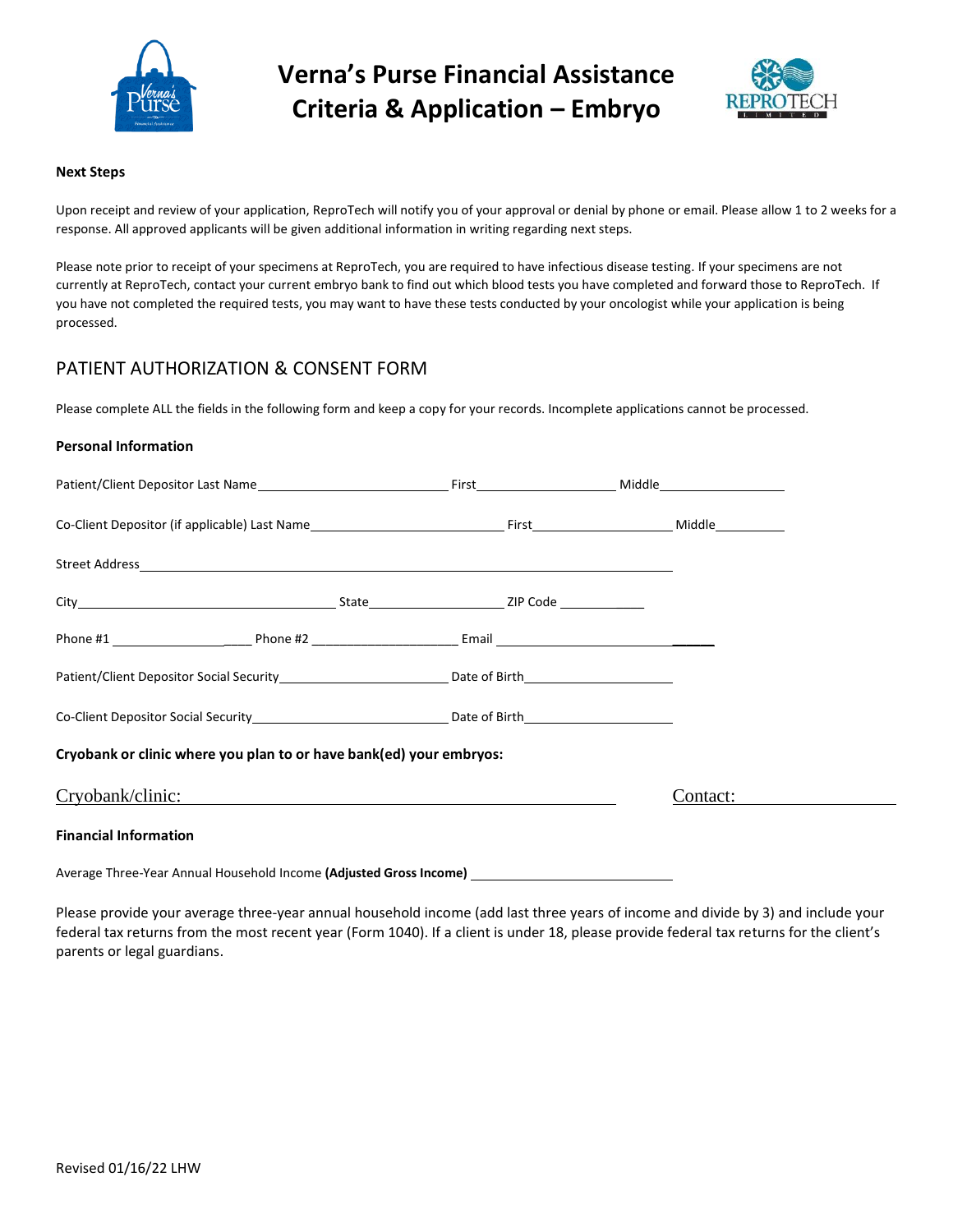# Verna's Purse Financial Assistance Criteria & Application – Embryo

**Next Steps**

Upon receipt and review of your application, ReproTech will notify you of your approval or denial by phone or email. Please allow 1 to 2 weeks for a response. All approved applicants will be given additional information in writing regarding next steps.

Please note prior to receipt of your specimens at ReproTech, you are required to have infectious disease testing. If your specimens are not currently at ReproTech, contact your current embryo bank to find out which blood tests you have completed and forward those to ReproTech. If you have not completed the required tests, you may want to have these tests conducted by your oncologist while your application is being processed.

## PATIENT AUTHORIZATION & CONSENT FORM

Please complete ALL the fields in the following form and keep a copy for your records. Incomplete applications cannot be processed.

**Personal Information**

Patient/Client Depositor Last Name__________________________ First____________________ Middle__________________

Co-Client Depositor (if applicable) Last Name__________________________ First____________________ Middle__________

Street Address__________________________________________________________________________

City____________________________________ State____________________ ZIP Code ____________

Phone #1 ______________________ Phone #2 ______________________ Email ______________________________

Patient/Client Depositor Social Security________________________ Date of Birth______________________

Co-Client Depositor Social Security____________________________ Date of Birth______________________

**Cryobank or clinic where you plan to or have bank(ed) your embryos:**

Cryobank/clinic: ________________________________________________ Contact: ____________________

**Financial Information**

Average Three-Year Annual Household Income **(Adjusted Gross Income)** ____________________________

Please provide your average three-year annual household income (add last three years of income and divide by 3) and include your federal tax returns from the most recent year (Form 1040). If a client is under 18, please provide federal tax returns for the client's parents or legal guardians.

Revised 01/16/22 LHW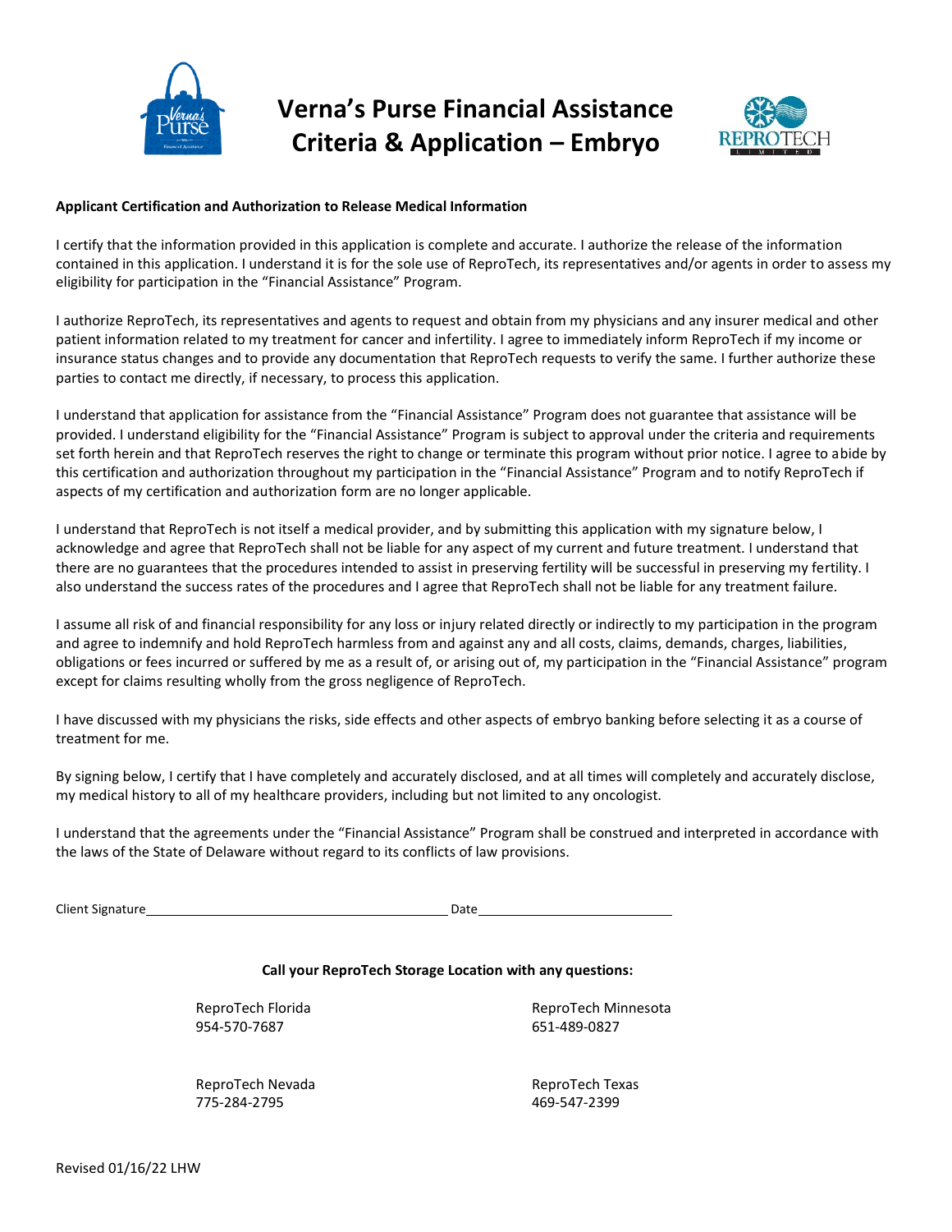# Verna's Purse Financial Assistance Criteria & Application – Embryo

**Applicant Certification and Authorization to Release Medical Information**

I certify that the information provided in this application is complete and accurate. I authorize the release of the information contained in this application. I understand it is for the sole use of ReproTech, its representatives and/or agents in order to assess my eligibility for participation in the "Financial Assistance" Program.

I authorize ReproTech, its representatives and agents to request and obtain from my physicians and any insurer medical and other patient information related to my treatment for cancer and infertility. I agree to immediately inform ReproTech if my income or insurance status changes and to provide any documentation that ReproTech requests to verify the same. I further authorize these parties to contact me directly, if necessary, to process this application.

I understand that application for assistance from the "Financial Assistance" Program does not guarantee that assistance will be provided. I understand eligibility for the "Financial Assistance" Program is subject to approval under the criteria and requirements set forth herein and that ReproTech reserves the right to change or terminate this program without prior notice. I agree to abide by this certification and authorization throughout my participation in the "Financial Assistance" Program and to notify ReproTech if aspects of my certification and authorization form are no longer applicable.

I understand that ReproTech is not itself a medical provider, and by submitting this application with my signature below, I acknowledge and agree that ReproTech shall not be liable for any aspect of my current and future treatment. I understand that there are no guarantees that the procedures intended to assist in preserving fertility will be successful in preserving my fertility. I also understand the success rates of the procedures and I agree that ReproTech shall not be liable for any treatment failure.

I assume all risk of and financial responsibility for any loss or injury related directly or indirectly to my participation in the program and agree to indemnify and hold ReproTech harmless from and against any and all costs, claims, demands, charges, liabilities, obligations or fees incurred or suffered by me as a result of, or arising out of, my participation in the "Financial Assistance" program except for claims resulting wholly from the gross negligence of ReproTech.

I have discussed with my physicians the risks, side effects and other aspects of embryo banking before selecting it as a course of treatment for me.

By signing below, I certify that I have completely and accurately disclosed, and at all times will completely and accurately disclose, my medical history to all of my healthcare providers, including but not limited to any oncologist.

I understand that the agreements under the "Financial Assistance" Program shall be construed and interpreted in accordance with the laws of the State of Delaware without regard to its conflicts of law provisions.

Client Signature\_\_\_\_\_\_\_\_\_\_\_\_\_\_\_\_\_\_\_\_\_\_\_\_\_\_\_\_\_\_\_\_\_\_\_\_\_\_\_\_ Date\_\_\_\_\_\_\_\_\_\_\_\_\_\_\_\_\_\_\_\_\_\_\_\_\_\_\_

**Call your ReproTech Storage Location with any questions:**

ReproTech Florida
954-570-7687

ReproTech Minnesota
651-489-0827

ReproTech Nevada
775-284-2795

ReproTech Texas
469-547-2399

Revised 01/16/22 LHW